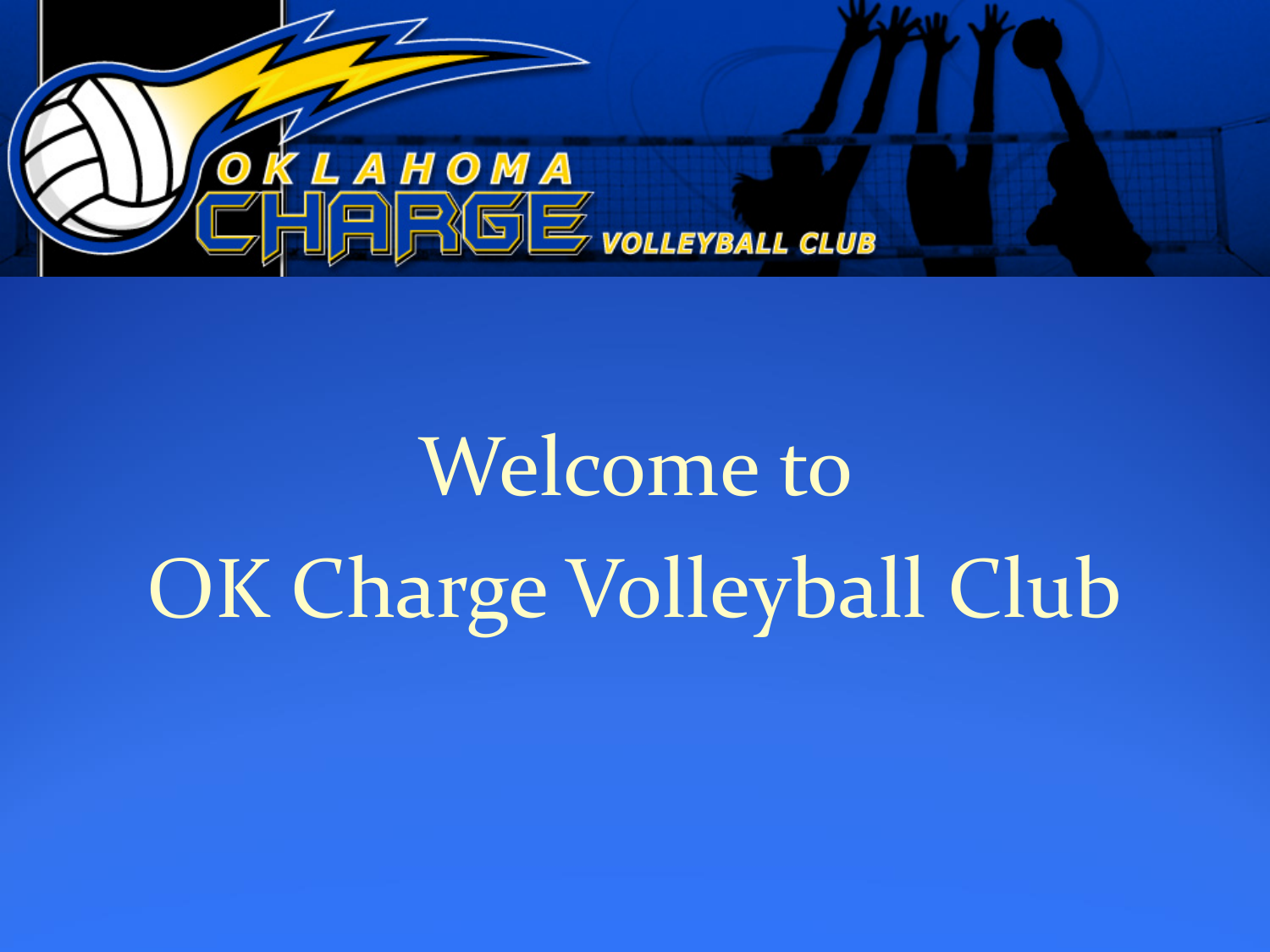# Welcome to OK Charge Volleyball Club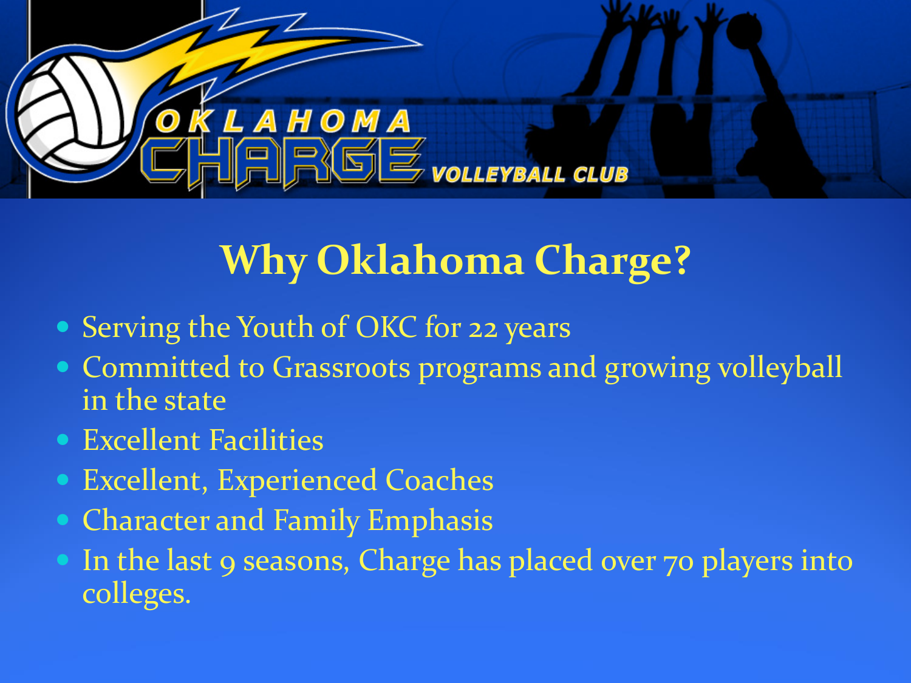# Why Oklahoma Charge?

- Serving the Youth of OKC for 22 years
- Committed to Grassroots programs and growing volleyball in the state
- Excellent Facilities
- Excellent, Experienced Coaches
- Character and Family Emphasis
- In the last 9 seasons, Charge has placed over 70 players into colleges.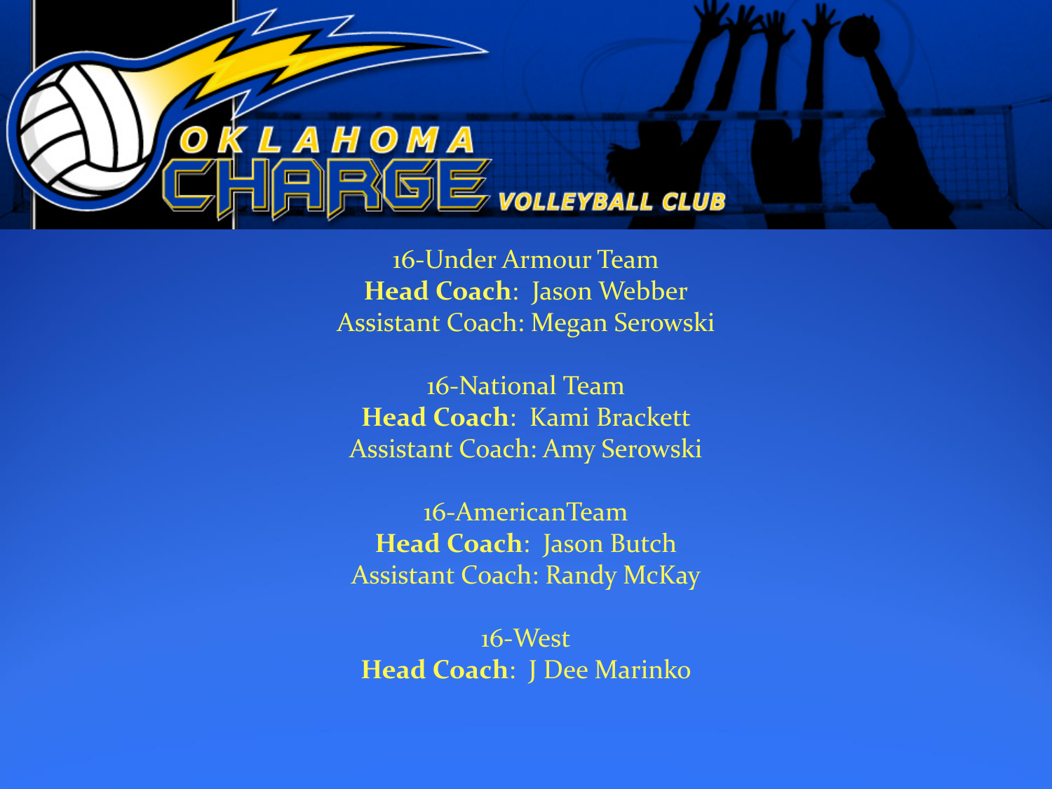OKLAHOMA CHARGE VOLLEYBALL CLUB

16-Under Armour Team
**Head Coach**: Jason Webber
Assistant Coach: Megan Serowski

16-National Team
**Head Coach**: Kami Brackett
Assistant Coach: Amy Serowski

16-AmericanTeam
**Head Coach**: Jason Butch
Assistant Coach: Randy McKay

16-West
**Head Coach**: J Dee Marinko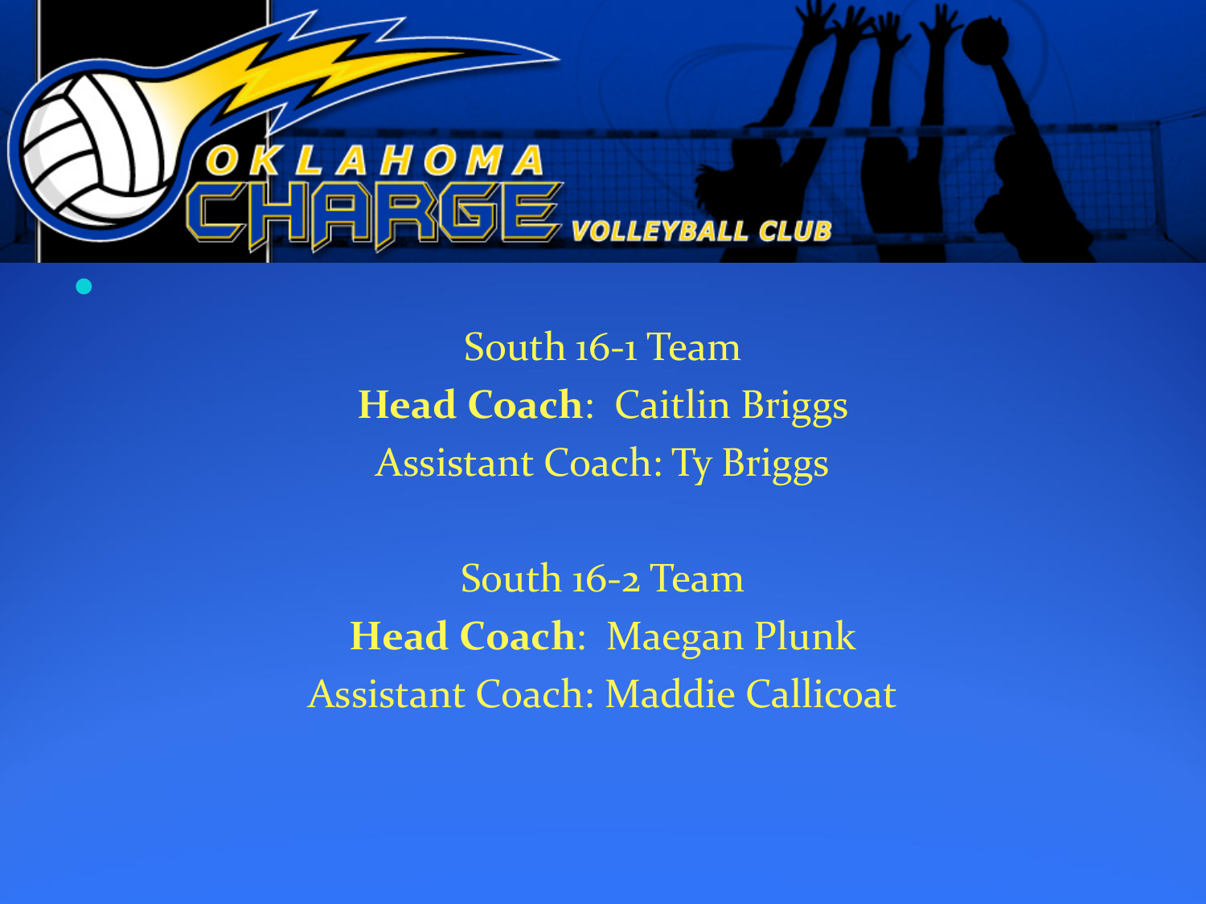South 16-1 Team

**Head Coach**: Caitlin Briggs

Assistant Coach: Ty Briggs

South 16-2 Team

**Head Coach**: Maegan Plunk

Assistant Coach: Maddie Callicoat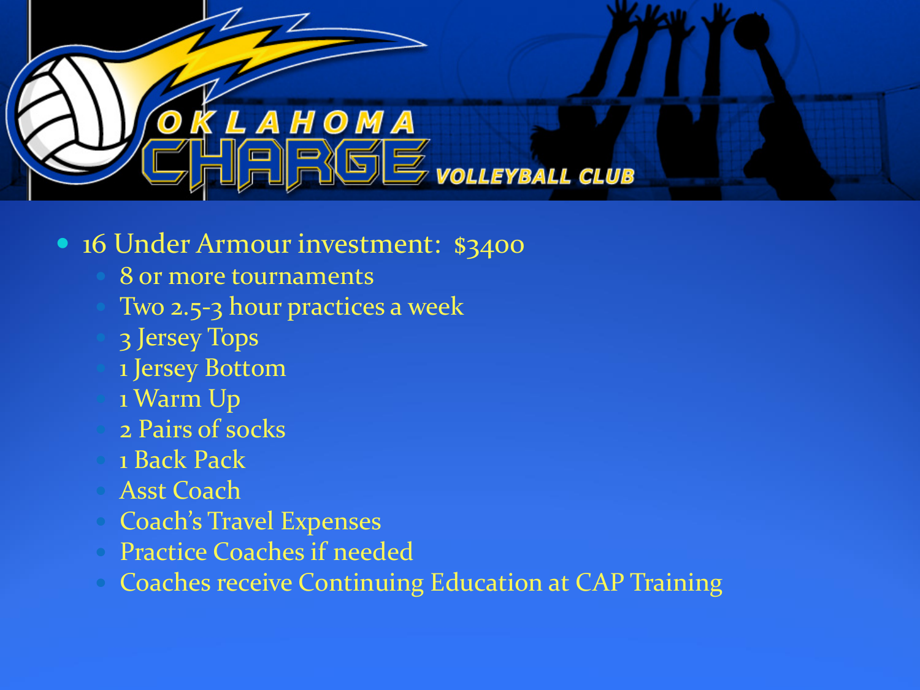- 16 Under Armour investment: $3400
  - 8 or more tournaments
  - Two 2.5-3 hour practices a week
  - 3 Jersey Tops
  - 1 Jersey Bottom
  - 1 Warm Up
  - 2 Pairs of socks
  - 1 Back Pack
  - Asst Coach
  - Coach's Travel Expenses
  - Practice Coaches if needed
  - Coaches receive Continuing Education at CAP Training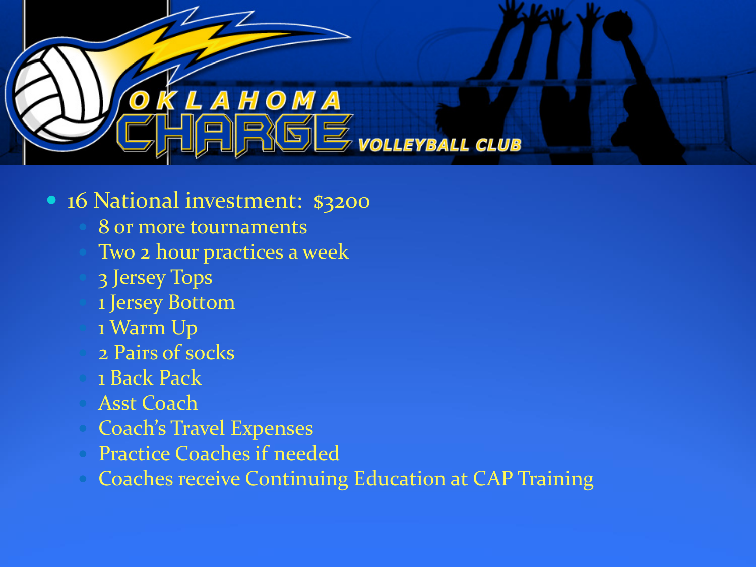- 16 National investment: $3200
  - 8 or more tournaments
  - Two 2 hour practices a week
  - 3 Jersey Tops
  - 1 Jersey Bottom
  - 1 Warm Up
  - 2 Pairs of socks
  - 1 Back Pack
  - Asst Coach
  - Coach's Travel Expenses
  - Practice Coaches if needed
  - Coaches receive Continuing Education at CAP Training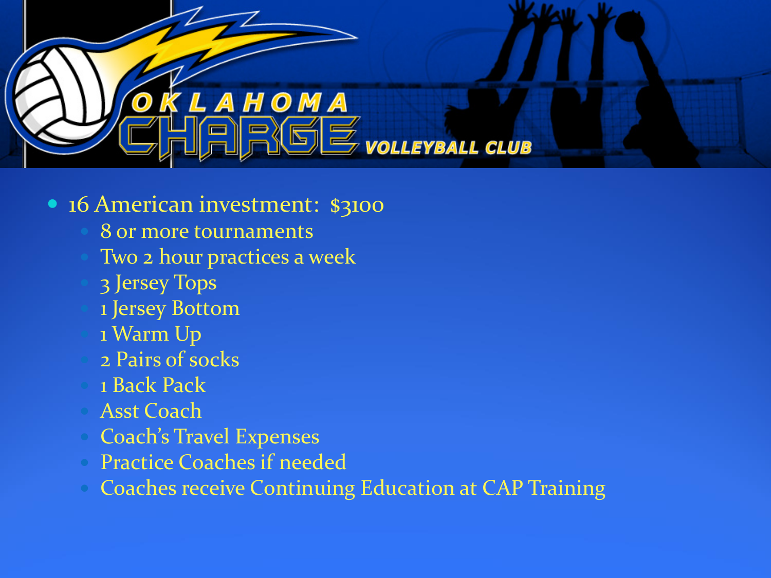- 16 American investment: $3100
  - 8 or more tournaments
  - Two 2 hour practices a week
  - 3 Jersey Tops
  - 1 Jersey Bottom
  - 1 Warm Up
  - 2 Pairs of socks
  - 1 Back Pack
  - Asst Coach
  - Coach's Travel Expenses
  - Practice Coaches if needed
  - Coaches receive Continuing Education at CAP Training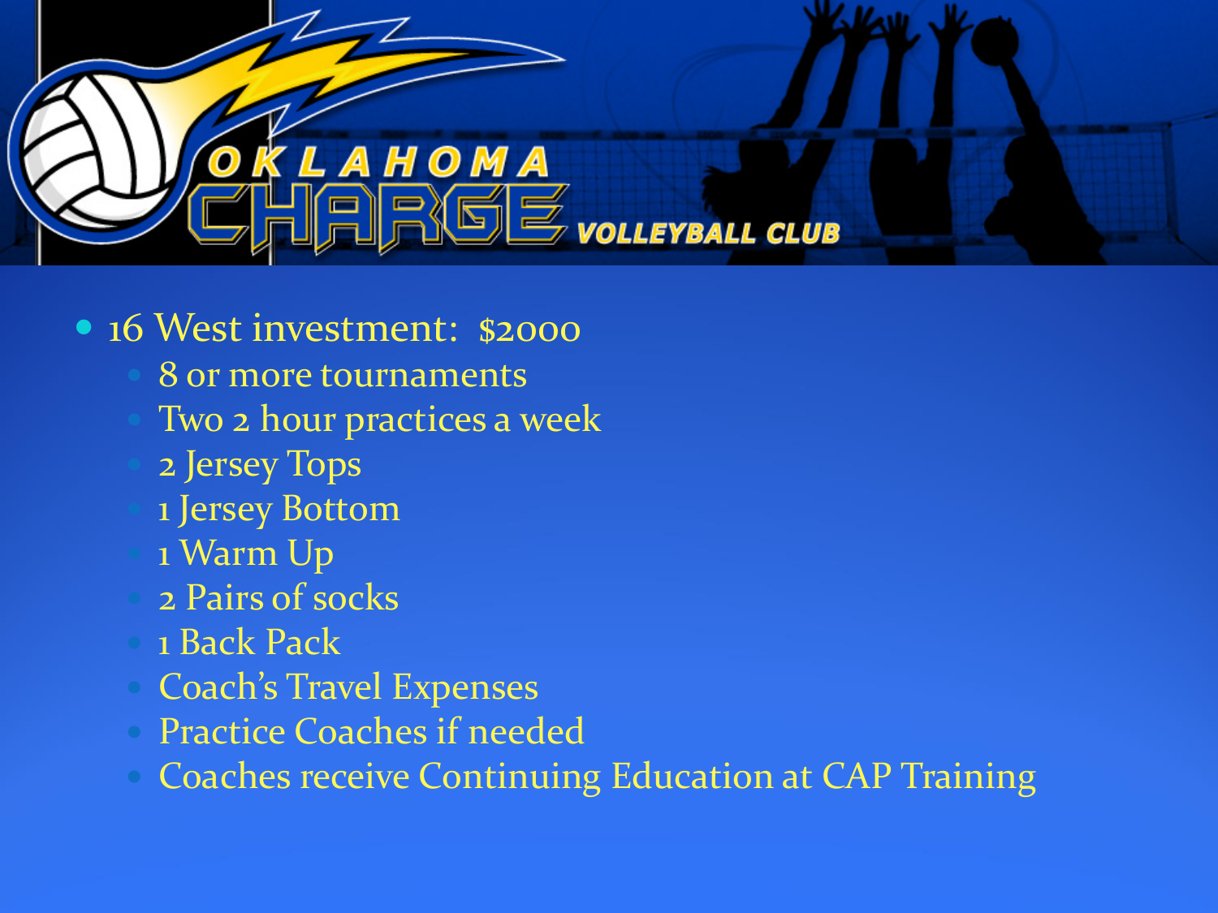- 16 West investment: $2000
  - 8 or more tournaments
  - Two 2 hour practices a week
  - 2 Jersey Tops
  - 1 Jersey Bottom
  - 1 Warm Up
  - 2 Pairs of socks
  - 1 Back Pack
  - Coach's Travel Expenses
  - Practice Coaches if needed
  - Coaches receive Continuing Education at CAP Training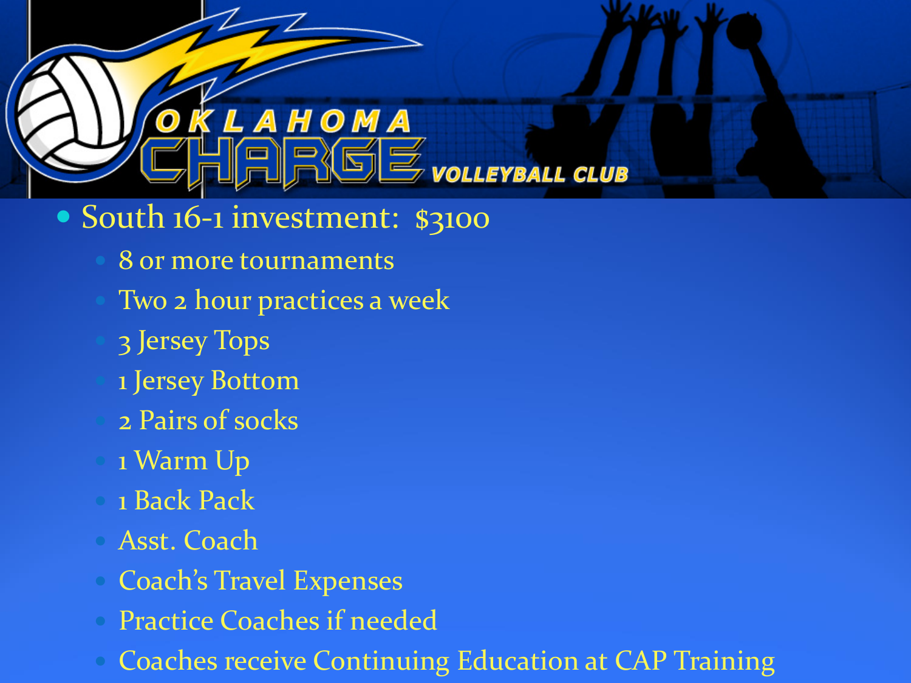- South 16-1 investment:  $3100
  - 8 or more tournaments
  - Two 2 hour practices a week
  - 3 Jersey Tops
  - 1 Jersey Bottom
  - 2 Pairs of socks
  - 1 Warm Up
  - 1 Back Pack
  - Asst. Coach
  - Coach's Travel Expenses
  - Practice Coaches if needed
  - Coaches receive Continuing Education at CAP Training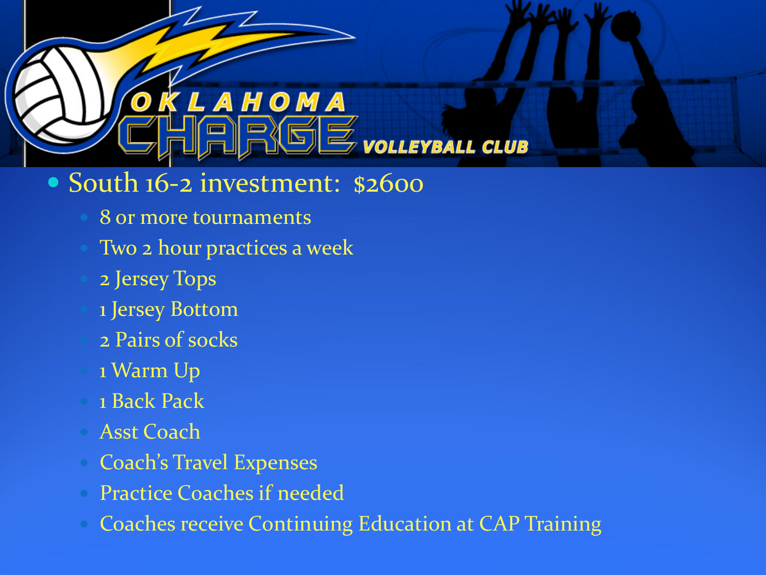- South 16-2 investment: $2600
  - 8 or more tournaments
  - Two 2 hour practices a week
  - 2 Jersey Tops
  - 1 Jersey Bottom
  - 2 Pairs of socks
  - 1 Warm Up
  - 1 Back Pack
  - Asst Coach
  - Coach's Travel Expenses
  - Practice Coaches if needed
  - Coaches receive Continuing Education at CAP Training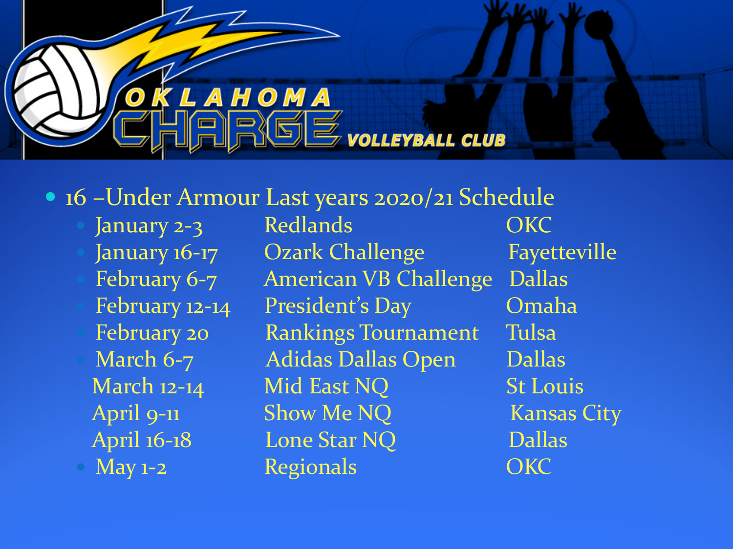OKLAHOMA CHARGE VOLLEYBALL CLUB

- 16 –Under Armour Last years 2020/21 Schedule

| Date | Event | Location |
| --- | --- | --- |
| January 2-3 | Redlands | OKC |
| January 16-17 | Ozark Challenge | Fayetteville |
| February 6-7 | American VB Challenge | Dallas |
| February 12-14 | President's Day | Omaha |
| February 20 | Rankings Tournament | Tulsa |
| March 6-7 | Adidas Dallas Open | Dallas |
| March 12-14 | Mid East NQ | St Louis |
| April 9-11 | Show Me NQ | Kansas City |
| April 16-18 | Lone Star NQ | Dallas |
| May 1-2 | Regionals | OKC |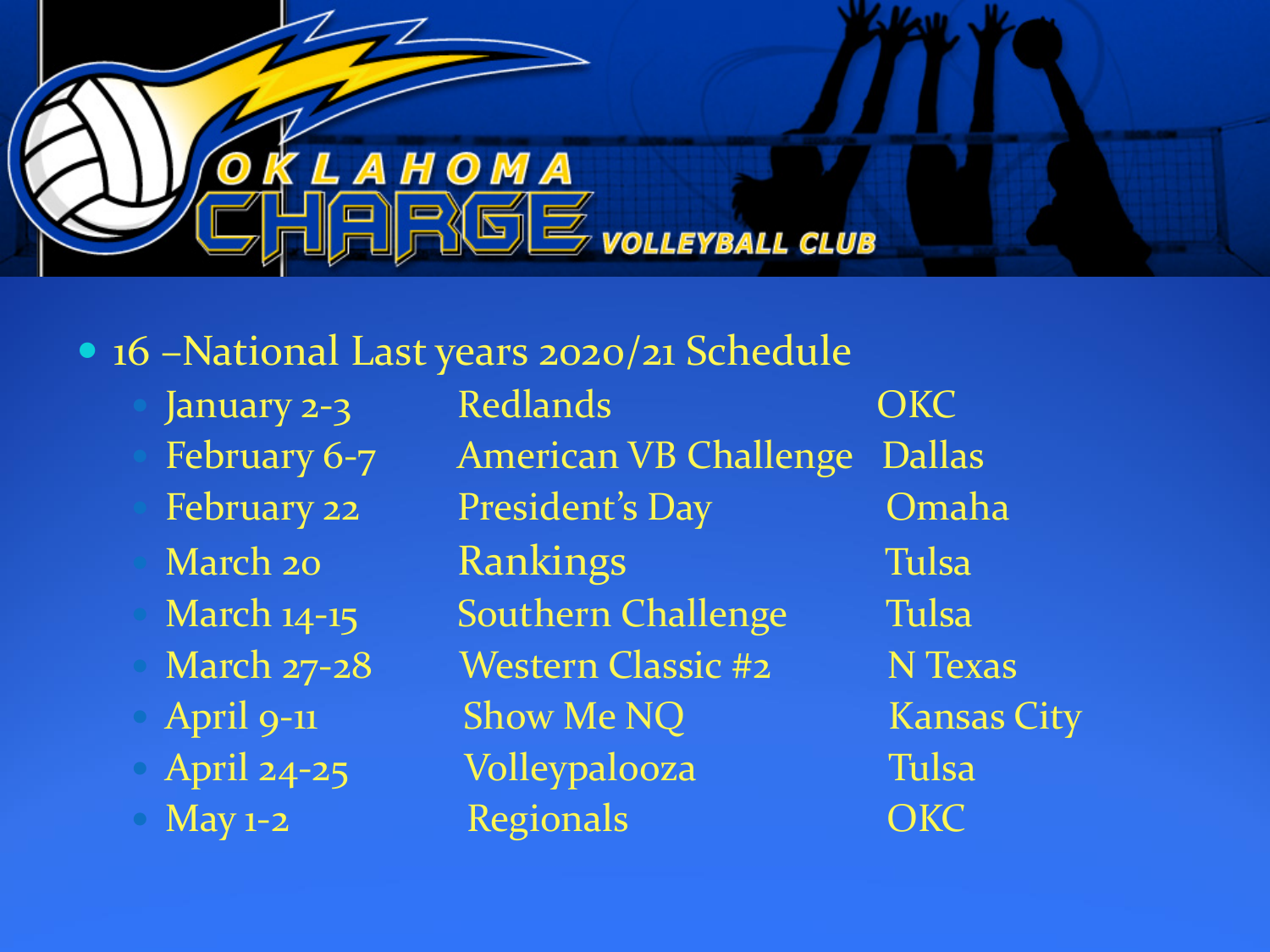OKLAHOMA CHARGE VOLLEYBALL CLUB

- 16 –National Last years 2020/21 Schedule

| | | |
|---|---|---|
| January 2-3 | Redlands | OKC |
| February 6-7 | American VB Challenge | Dallas |
| February 22 | President's Day | Omaha |
| March 20 | Rankings | Tulsa |
| March 14-15 | Southern Challenge | Tulsa |
| March 27-28 | Western Classic #2 | N Texas |
| April 9-11 | Show Me NQ | Kansas City |
| April 24-25 | Volleypalooza | Tulsa |
| May 1-2 | Regionals | OKC |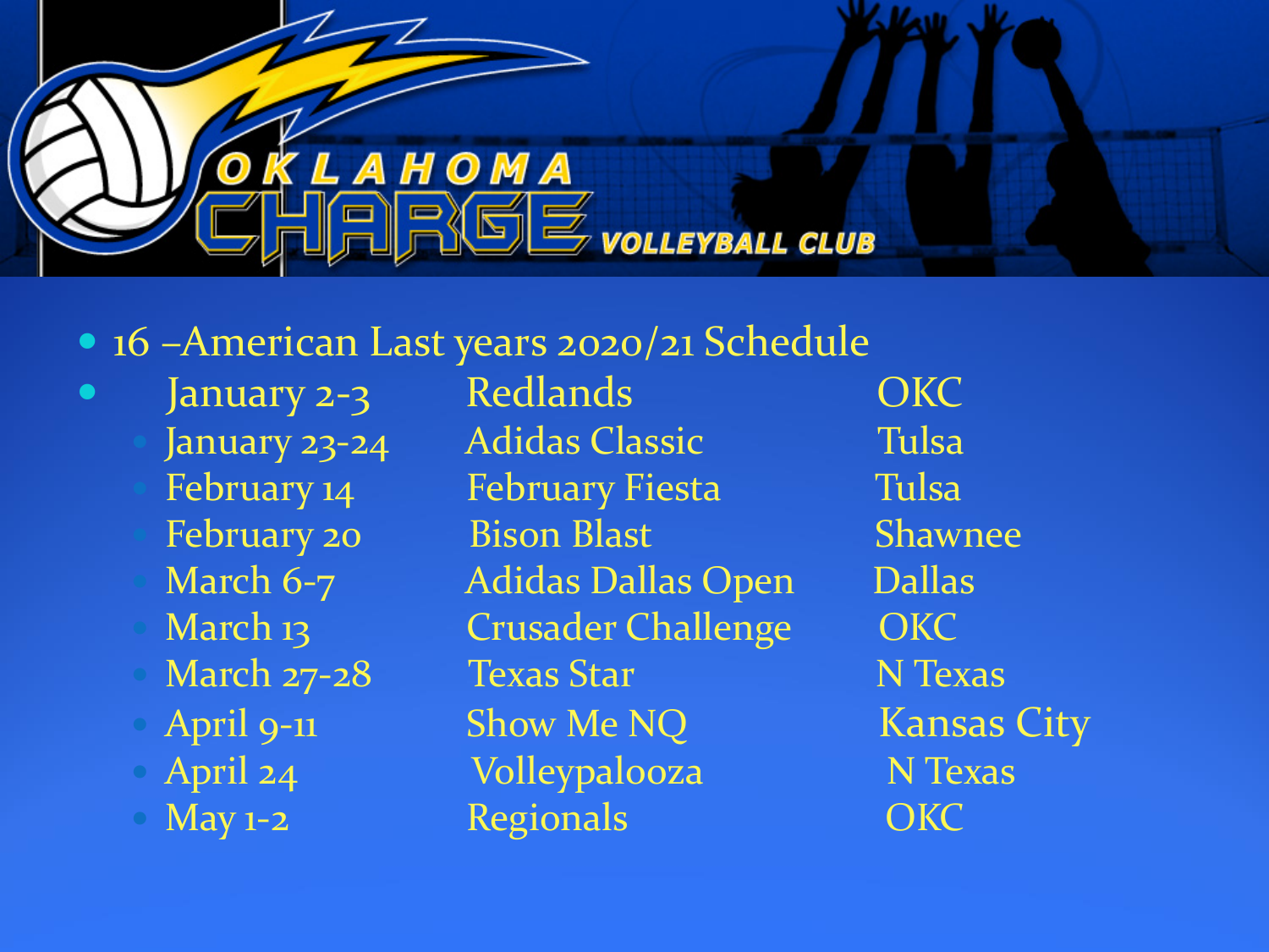- 16 –American Last years 2020/21 Schedule

| Date | Tournament | Location |
| --- | --- | --- |
| January 2-3 | Redlands | OKC |
| January 23-24 | Adidas Classic | Tulsa |
| February 14 | February Fiesta | Tulsa |
| February 20 | Bison Blast | Shawnee |
| March 6-7 | Adidas Dallas Open | Dallas |
| March 13 | Crusader Challenge | OKC |
| March 27-28 | Texas Star | N Texas |
| April 9-11 | Show Me NQ | Kansas City |
| April 24 | Volleypalooza | N Texas |
| May 1-2 | Regionals | OKC |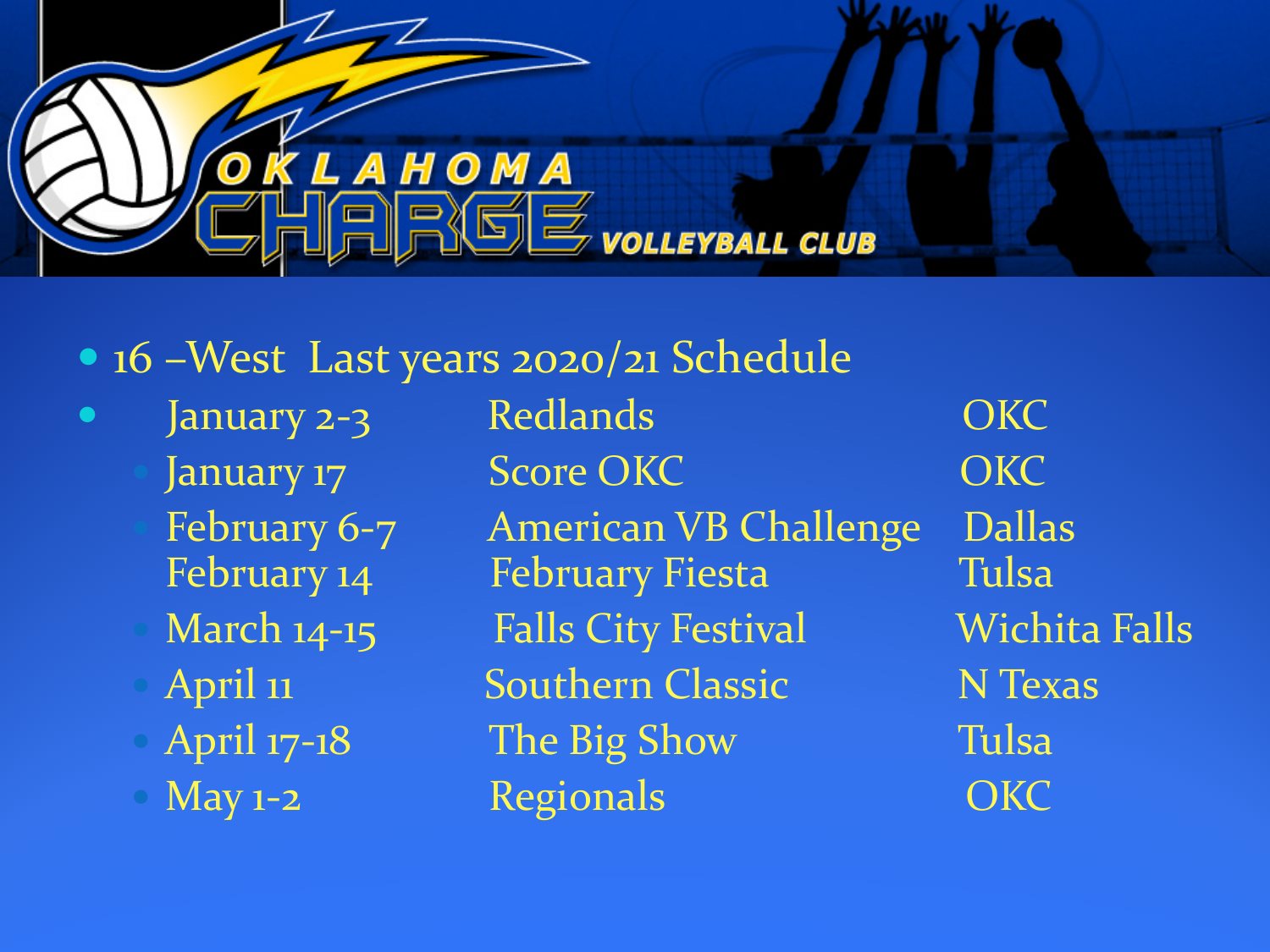- 16 –West Last years 2020/21 Schedule

| Date | Event | Location |
| --- | --- | --- |
| January 2-3 | Redlands | OKC |
| January 17 | Score OKC | OKC |
| February 6-7 | American VB Challenge | Dallas |
| February 14 | February Fiesta | Tulsa |
| March 14-15 | Falls City Festival | Wichita Falls |
| April 11 | Southern Classic | N Texas |
| April 17-18 | The Big Show | Tulsa |
| May 1-2 | Regionals | OKC |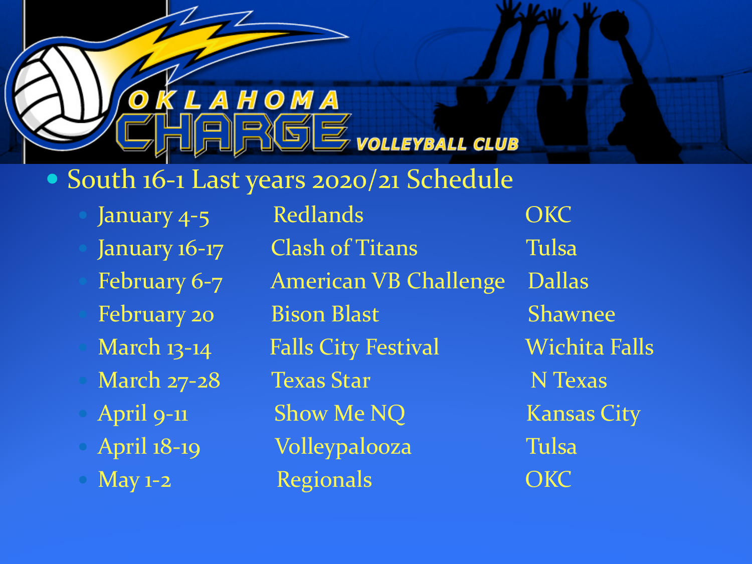# OKLAHOMA CHARGE VOLLEYBALL CLUB

- South 16-1 Last years 2020/21 Schedule

| Date | Event | Location |
| --- | --- | --- |
| January 4-5 | Redlands | OKC |
| January 16-17 | Clash of Titans | Tulsa |
| February 6-7 | American VB Challenge | Dallas |
| February 20 | Bison Blast | Shawnee |
| March 13-14 | Falls City Festival | Wichita Falls |
| March 27-28 | Texas Star | N Texas |
| April 9-11 | Show Me NQ | Kansas City |
| April 18-19 | Volleypalooza | Tulsa |
| May 1-2 | Regionals | OKC |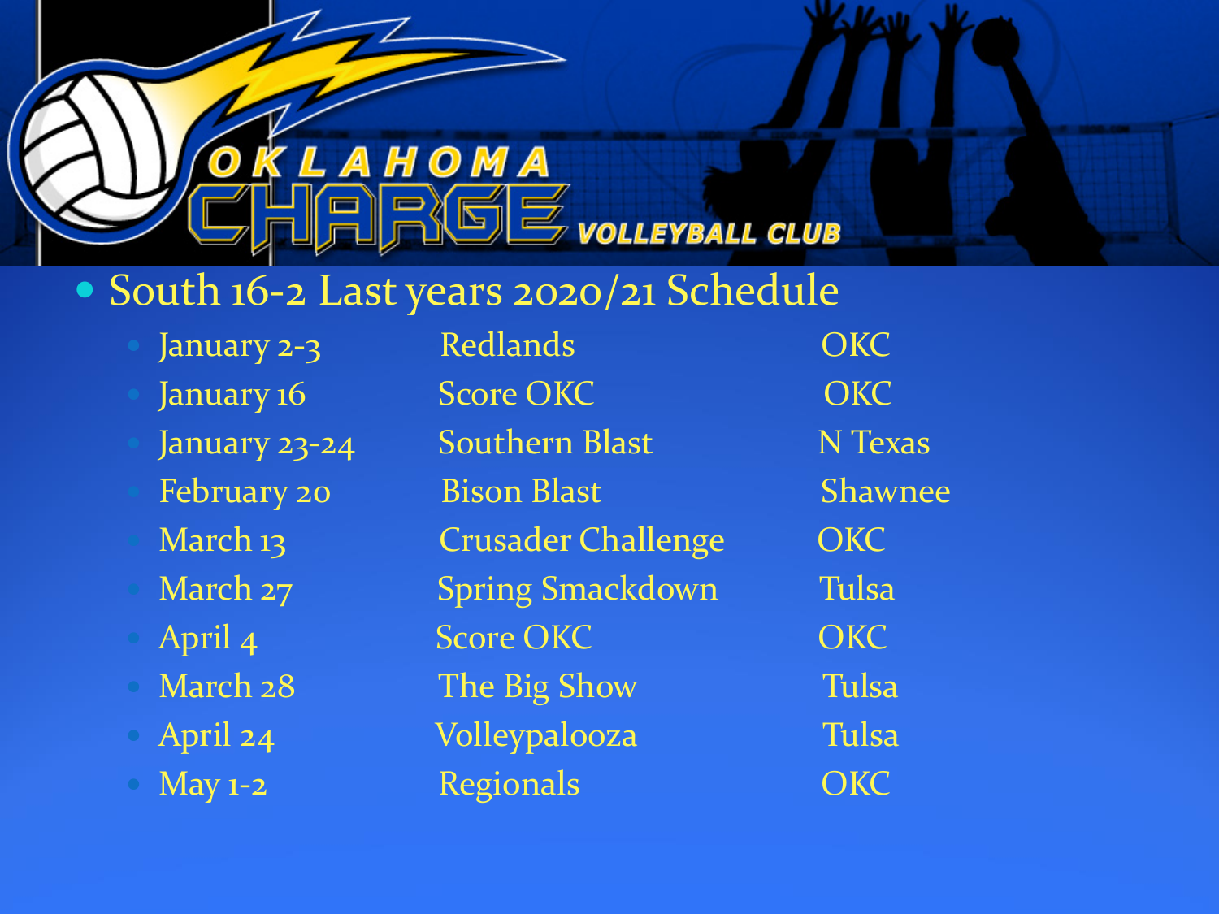- South 16-2 Last years 2020/21 Schedule
  - January 2-3 Redlands OKC
  - January 16 Score OKC OKC
  - January 23-24 Southern Blast N Texas
  - February 20 Bison Blast Shawnee
  - March 13 Crusader Challenge OKC
  - March 27 Spring Smackdown Tulsa
  - April 4 Score OKC OKC
  - March 28 The Big Show Tulsa
  - April 24 Volleypalooza Tulsa
  - May 1-2 Regionals OKC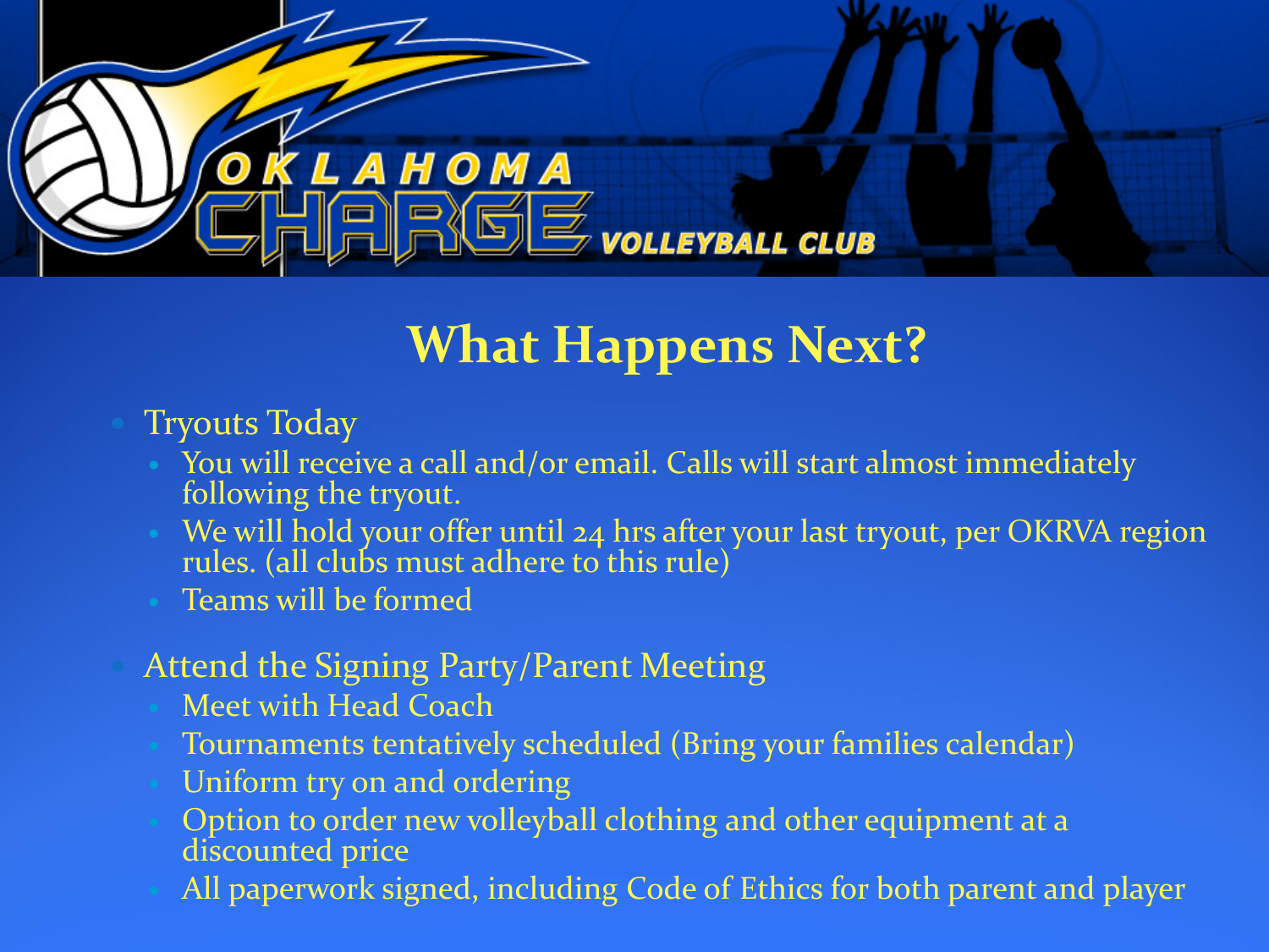# What Happens Next?

- Tryouts Today
  - You will receive a call and/or email. Calls will start almost immediately following the tryout.
  - We will hold your offer until 24 hrs after your last tryout, per OKRVA region rules. (all clubs must adhere to this rule)
  - Teams will be formed
- Attend the Signing Party/Parent Meeting
  - Meet with Head Coach
  - Tournaments tentatively scheduled (Bring your families calendar)
  - Uniform try on and ordering
  - Option to order new volleyball clothing and other equipment at a discounted price
  - All paperwork signed, including Code of Ethics for both parent and player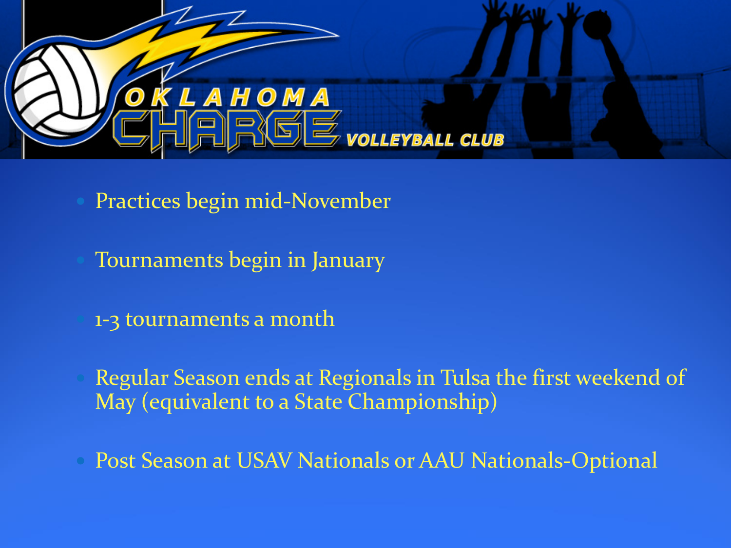- Practices begin mid-November
- Tournaments begin in January
- 1-3 tournaments a month
- Regular Season ends at Regionals in Tulsa the first weekend of May (equivalent to a State Championship)
- Post Season at USAV Nationals or AAU Nationals-Optional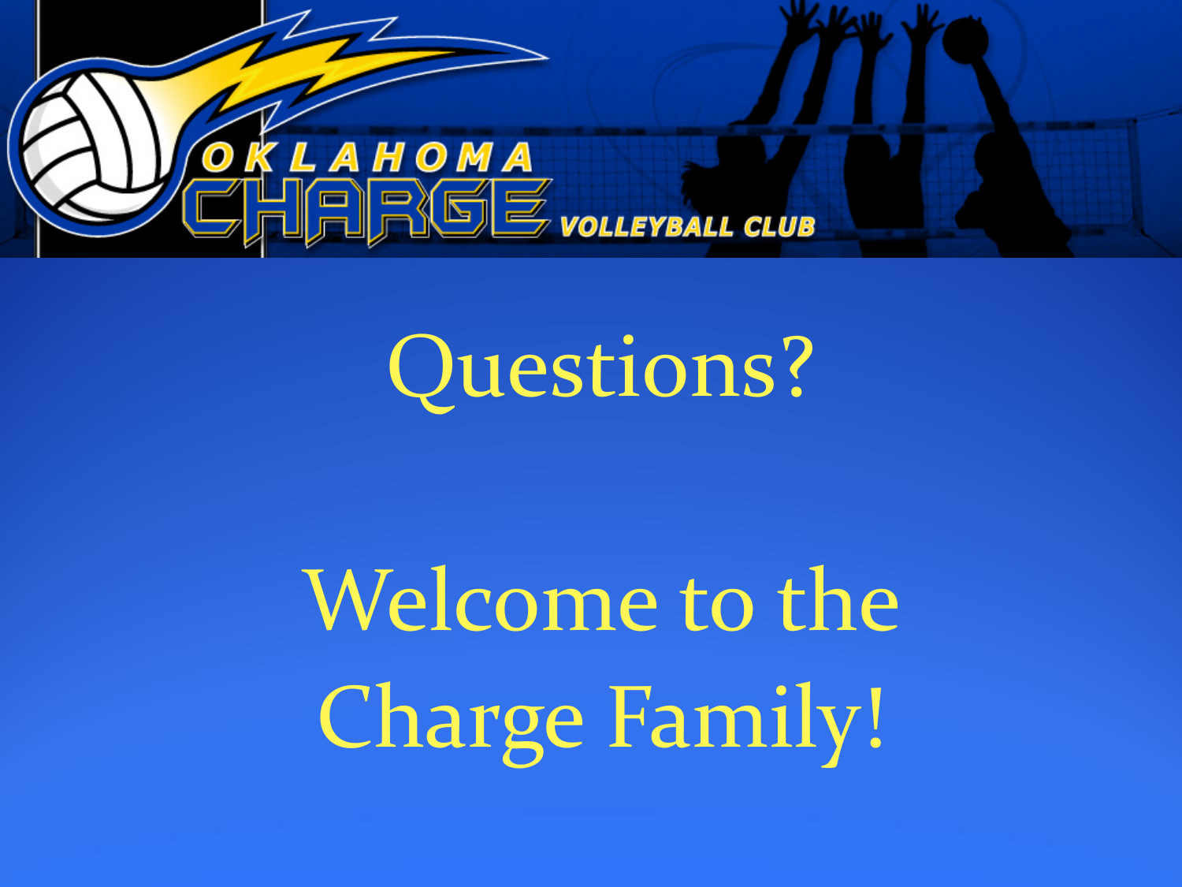# Questions?

# Welcome to the Charge Family!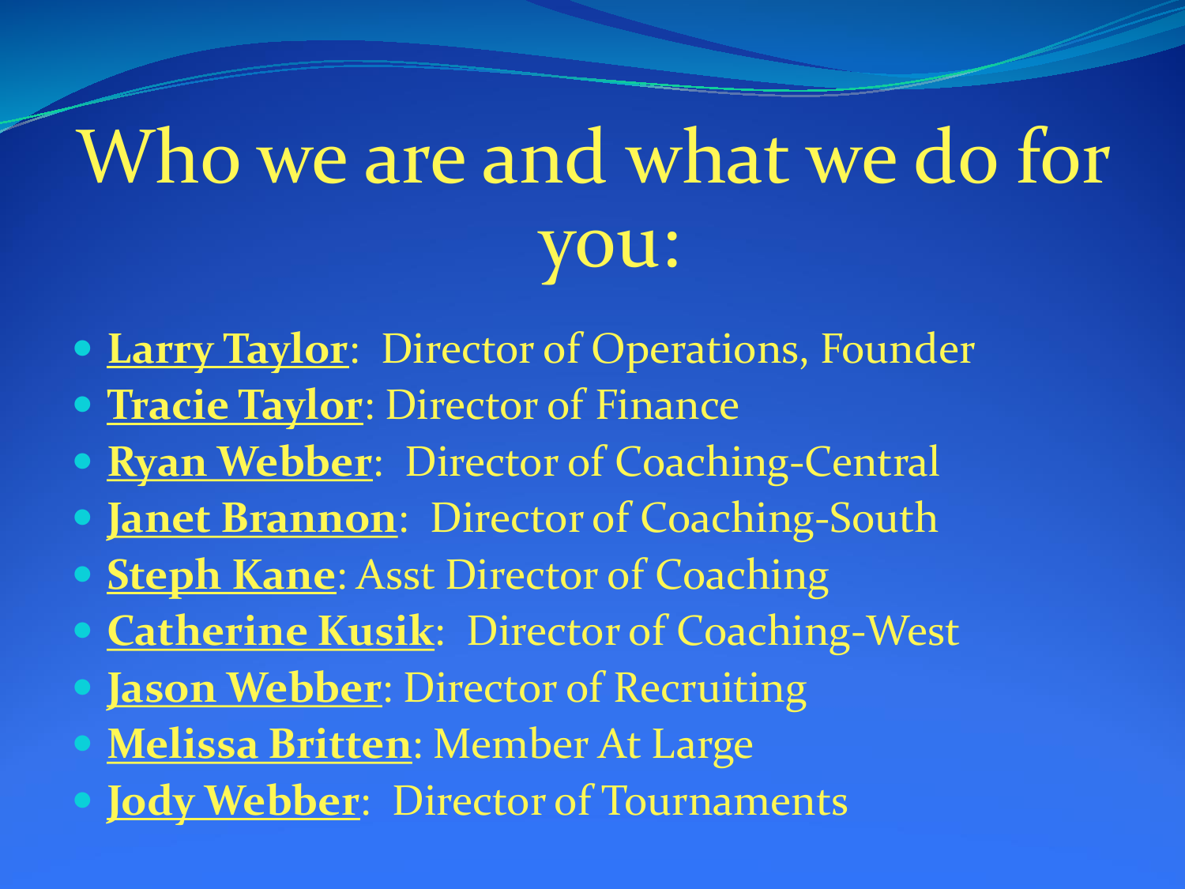# Who we are and what we do for you:

- **Larry Taylor**: Director of Operations, Founder
- **Tracie Taylor**: Director of Finance
- **Ryan Webber**: Director of Coaching-Central
- **Janet Brannon**: Director of Coaching-South
- **Steph Kane**: Asst Director of Coaching
- **Catherine Kusik**: Director of Coaching-West
- **Jason Webber**: Director of Recruiting
- **Melissa Britten**: Member At Large
- **Jody Webber**: Director of Tournaments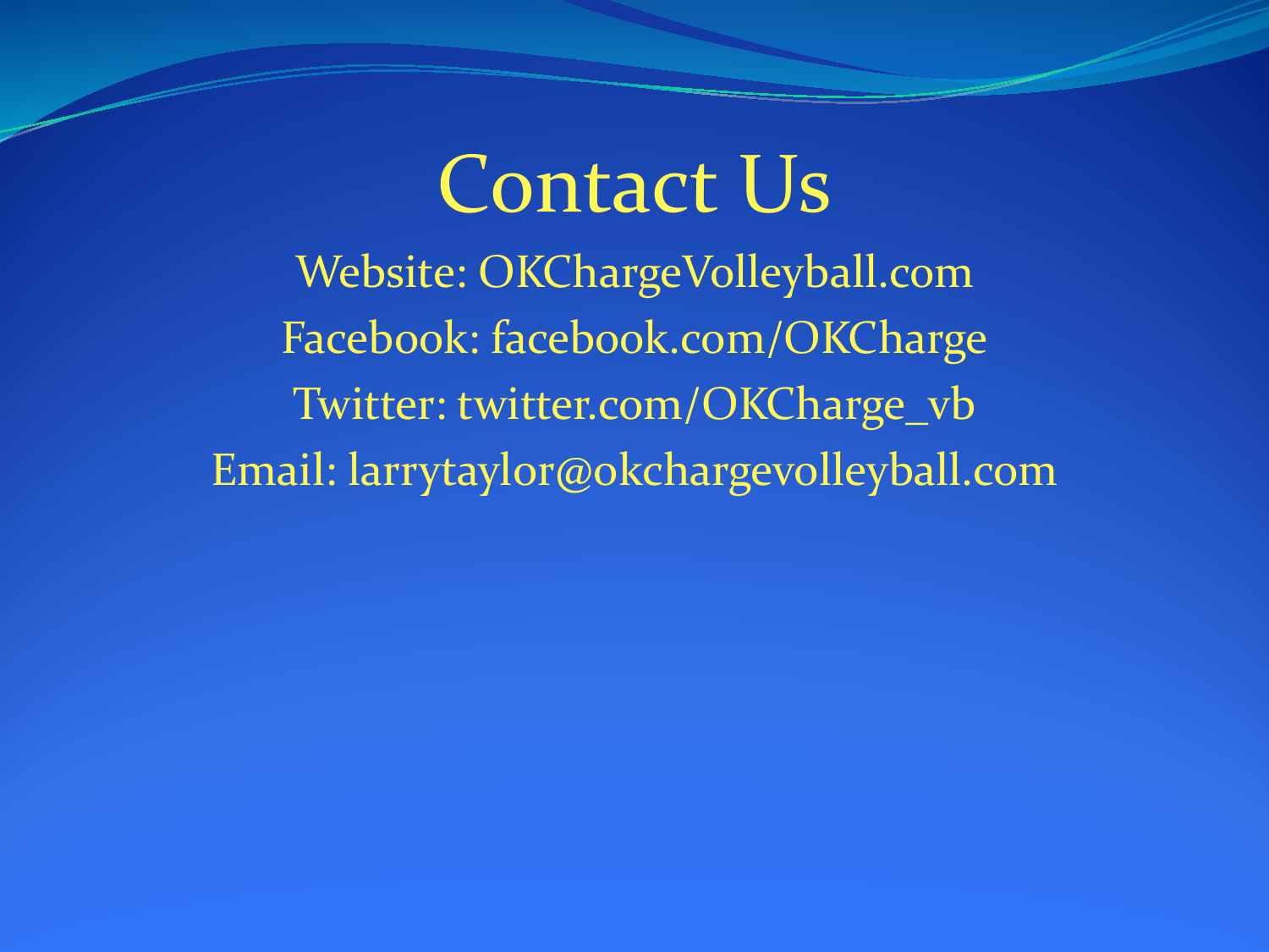# Contact Us

Website: OKChargeVolleyball.com

Facebook: facebook.com/OKCharge

Twitter: twitter.com/OKCharge_vb

Email: larrytaylor@okchargevolleyball.com